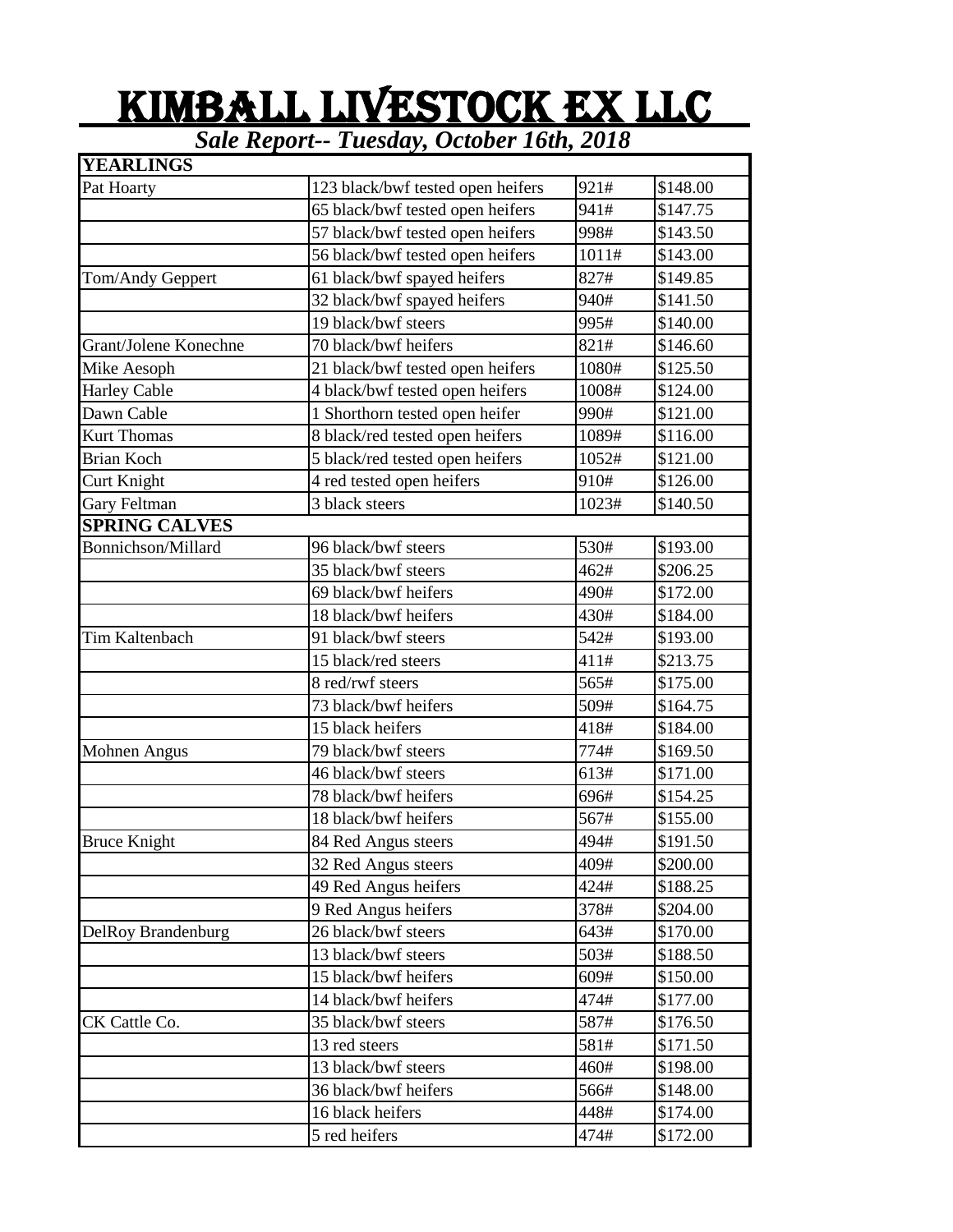# KIMBALL LIVESTOCK EX LLC

***Sale Report-- Tuesday, October 16th, 2018***

| **YEARLINGS** | | | |
|---|---|---|---|
| Pat Hoarty | 123 black/bwf tested open heifers | 921# | $148.00 |
| | 65 black/bwf tested open heifers | 941# | $147.75 |
| | 57 black/bwf tested open heifers | 998# | $143.50 |
| | 56 black/bwf tested open heifers | 1011# | $143.00 |
| Tom/Andy Geppert | 61 black/bwf spayed heifers | 827# | $149.85 |
| | 32 black/bwf spayed heifers | 940# | $141.50 |
| | 19 black/bwf steers | 995# | $140.00 |
| Grant/Jolene Konechne | 70 black/bwf heifers | 821# | $146.60 |
| Mike Aesoph | 21 black/bwf tested open heifers | 1080# | $125.50 |
| Harley Cable | 4 black/bwf tested open heifers | 1008# | $124.00 |
| Dawn Cable | 1 Shorthorn tested open heifer | 990# | $121.00 |
| Kurt Thomas | 8 black/red tested open heifers | 1089# | $116.00 |
| Brian Koch | 5 black/red tested open heifers | 1052# | $121.00 |
| Curt Knight | 4 red tested open heifers | 910# | $126.00 |
| Gary Feltman | 3 black steers | 1023# | $140.50 |
| **SPRING CALVES** | | | |
| Bonnichson/Millard | 96 black/bwf steers | 530# | $193.00 |
| | 35 black/bwf steers | 462# | $206.25 |
| | 69 black/bwf heifers | 490# | $172.00 |
| | 18 black/bwf heifers | 430# | $184.00 |
| Tim Kaltenbach | 91 black/bwf steers | 542# | $193.00 |
| | 15 black/red steers | 411# | $213.75 |
| | 8 red/rwf steers | 565# | $175.00 |
| | 73 black/bwf heifers | 509# | $164.75 |
| | 15 black heifers | 418# | $184.00 |
| Mohnen Angus | 79 black/bwf steers | 774# | $169.50 |
| | 46 black/bwf steers | 613# | $171.00 |
| | 78 black/bwf heifers | 696# | $154.25 |
| | 18 black/bwf heifers | 567# | $155.00 |
| Bruce Knight | 84 Red Angus steers | 494# | $191.50 |
| | 32 Red Angus steers | 409# | $200.00 |
| | 49 Red Angus heifers | 424# | $188.25 |
| | 9 Red Angus heifers | 378# | $204.00 |
| DelRoy Brandenburg | 26 black/bwf steers | 643# | $170.00 |
| | 13 black/bwf steers | 503# | $188.50 |
| | 15 black/bwf heifers | 609# | $150.00 |
| | 14 black/bwf heifers | 474# | $177.00 |
| CK Cattle Co. | 35 black/bwf steers | 587# | $176.50 |
| | 13 red steers | 581# | $171.50 |
| | 13 black/bwf steers | 460# | $198.00 |
| | 36 black/bwf heifers | 566# | $148.00 |
| | 16 black heifers | 448# | $174.00 |
| | 5 red heifers | 474# | $172.00 |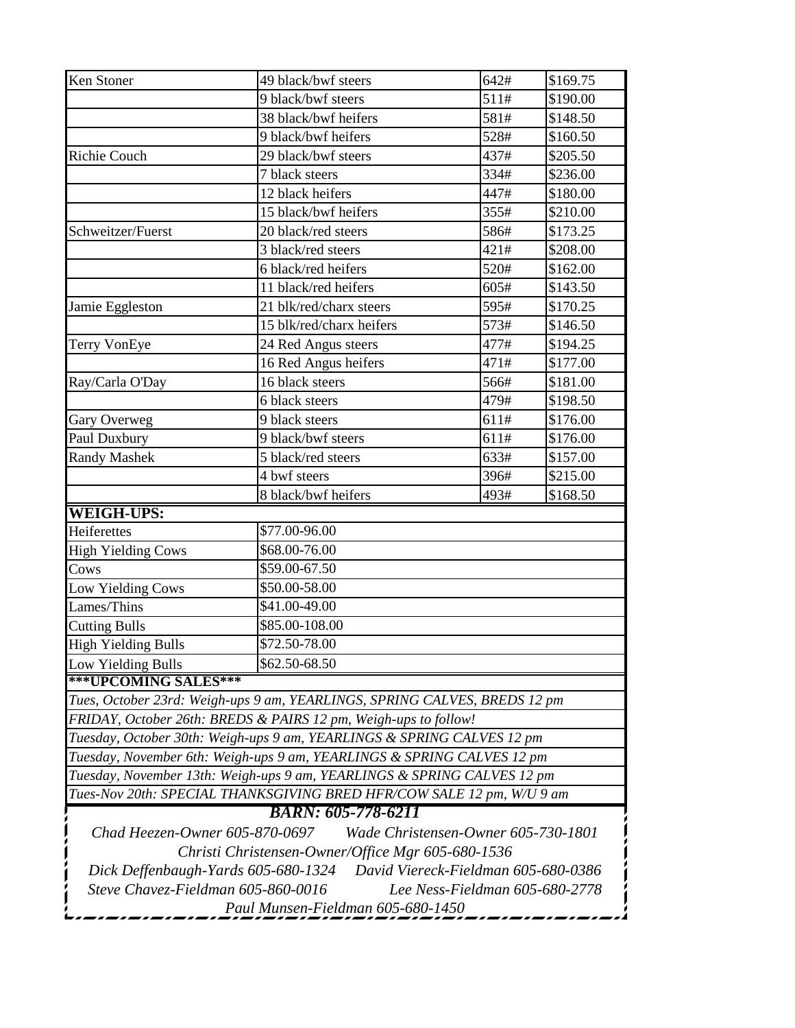| | | | |
|---|---|---|---|
| Ken Stoner | 49 black/bwf steers | 642# | $169.75 |
| | 9 black/bwf steers | 511# | $190.00 |
| | 38 black/bwf heifers | 581# | $148.50 |
| | 9 black/bwf heifers | 528# | $160.50 |
| Richie Couch | 29 black/bwf steers | 437# | $205.50 |
| | 7 black steers | 334# | $236.00 |
| | 12 black heifers | 447# | $180.00 |
| | 15 black/bwf heifers | 355# | $210.00 |
| Schweitzer/Fuerst | 20 black/red steers | 586# | $173.25 |
| | 3 black/red steers | 421# | $208.00 |
| | 6 black/red heifers | 520# | $162.00 |
| | 11 black/red heifers | 605# | $143.50 |
| Jamie Eggleston | 21 blk/red/charx steers | 595# | $170.25 |
| | 15 blk/red/charx heifers | 573# | $146.50 |
| Terry VonEye | 24 Red Angus steers | 477# | $194.25 |
| | 16 Red Angus heifers | 471# | $177.00 |
| Ray/Carla O'Day | 16 black steers | 566# | $181.00 |
| | 6 black steers | 479# | $198.50 |
| Gary Overweg | 9 black steers | 611# | $176.00 |
| Paul Duxbury | 9 black/bwf steers | 611# | $176.00 |
| Randy Mashek | 5 black/red steers | 633# | $157.00 |
| | 4 bwf steers | 396# | $215.00 |
| | 8 black/bwf heifers | 493# | $168.50 |

**WEIGH-UPS:**

| | |
|---|---|
| Heiferettes | $77.00-96.00 |
| High Yielding Cows | $68.00-76.00 |
| Cows | $59.00-67.50 |
| Low Yielding Cows | $50.00-58.00 |
| Lames/Thins | $41.00-49.00 |
| Cutting Bulls | $85.00-108.00 |
| High Yielding Bulls | $72.50-78.00 |
| Low Yielding Bulls | $62.50-68.50 |

**\*\*\*UPCOMING SALES\*\*\***

*Tues, October 23rd: Weigh-ups 9 am, YEARLINGS, SPRING CALVES, BREDS 12 pm*

*FRIDAY, October 26th: BREDS & PAIRS 12 pm, Weigh-ups to follow!*

*Tuesday, October 30th: Weigh-ups 9 am, YEARLINGS & SPRING CALVES 12 pm*

*Tuesday, November 6th: Weigh-ups 9 am, YEARLINGS & SPRING CALVES 12 pm*

*Tuesday, November 13th: Weigh-ups 9 am, YEARLINGS & SPRING CALVES 12 pm*

*Tues-Nov 20th: SPECIAL THANKSGIVING BRED HFR/COW SALE 12 pm, W/U 9 am*

***BARN: 605-778-6211***

*Chad Heezen-Owner 605-870-0697 Wade Christensen-Owner 605-730-1801*

*Christi Christensen-Owner/Office Mgr 605-680-1536*

*Dick Deffenbaugh-Yards 605-680-1324 David Viereck-Fieldman 605-680-0386*

*Steve Chavez-Fieldman 605-860-0016 Lee Ness-Fieldman 605-680-2778*

*Paul Munsen-Fieldman 605-680-1450*